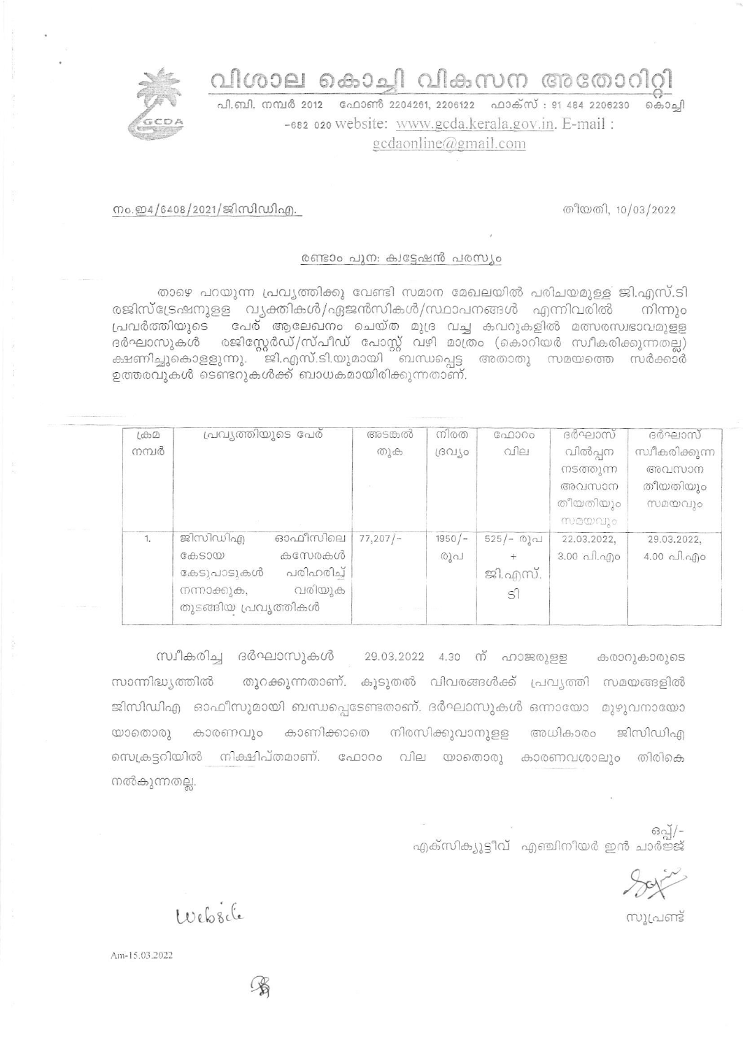# വിശാല കൊച്ചി വികസന അതോറിറ്റി

പി.ബി. നമ്പർ 2012 ഫോൺ 2204261, 2206122 ഫാക്സ് : 91 484 2206230 കൊച്ചി -682 020 website: www.gcda.kerala.gov.in. E-mail : gcdaonline@gmail.com

നം.ഇ4/6408/2021/ജിസിഡിഎ.

തീയതി, 10/03/2022

## രണ്ടാം പുനഃ ക്വട്ടേഷൻ പരസ്യം

താഴെ പറയുന്ന പ്രവൃത്തിക്കു വേണ്ടി സമാന മേഖലയിൽ പരിചയമുള്ള ജി.എസ്.ടി രജിസ്ട്രേഷനുള്ള വ്യക്തികൾ/ഏജൻസികൾ/സ്ഥാപനങ്ങൾ എന്നിവരിൽ നിന്നും പ്രവർത്തിയുടെ പേര് ആലേഖനം ചെയ്ത മുദ്ര വച്ച കവറുകളിൽ മത്സരസ്വഭാവമുള്ള ദർഘാസുകൾ രജിസ്റ്റേർഡ്/സ്പീഡ് പോസ്റ്റ് വഴി മാത്രം (കൊറിയർ സ്വീകരിക്കുന്നതല്ല) ക്ഷണിച്ചുകൊള്ളുന്നു. ജി.എസ്.ടി.യുമായി ബന്ധപ്പെട്ട അതാതു സമയത്തെ സർക്കാർ ഉത്തരവുകൾ ടെണ്ടറുകൾക്ക് ബാധകമായിരിക്കുന്നതാണ്.

| ക്രമ നമ്പർ | പ്രവൃത്തിയുടെ പേര് | അടങ്കൽ തുക | നിരത ദ്രവ്യം | ഫോറം വില | ദർഘാസ് വിൽപ്പന നടത്തുന്ന അവസാന തീയതിയും സമയവും | ദർഘാസ് സ്വീകരിക്കുന്ന അവസാന തീയതിയും സമയവും |
|---|---|---|---|---|---|---|
| 1. | ജിസിഡിഎ ഓഫീസിലെ കേടായ കസേരകൾ കേടുപാടുകൾ പരിഹരിച്ച് നന്നാക്കുക, വരിയുക തുടങ്ങിയ പ്രവൃത്തികൾ | 77,207/- | 1950/- രൂപ | 525/- രൂപ + ജി.എസ്.ടി | 22.03.2022, 3.00 പി.എം | 29.03.2022, 4.00 പി.എം |

സ്വീകരിച്ച ദർഘാസുകൾ 29.03.2022 4.30 ന് ഹാജരുള്ള കരാറുകാരുടെ സാന്നിധ്യത്തിൽ തുറക്കുന്നതാണ്. കൂടുതൽ വിവരങ്ങൾക്ക് പ്രവൃത്തി സമയങ്ങളിൽ ജിസിഡിഎ ഓഫീസുമായി ബന്ധപ്പെടേണ്ടതാണ്. ദർഘാസുകൾ ഒന്നായോ മുഴുവനായോ യാതൊരു കാരണവും കാണിക്കാതെ നിരസിക്കുവാനുള്ള അധികാരം ജിസിഡിഎ സെക്രട്ടറിയിൽ നിക്ഷിപ്തമാണ്. ഫോറം വില യാതൊരു കാരണവശാലും തിരികെ നൽകുന്നതല്ല.

ഒപ്പ്/-
എക്സിക്യൂട്ടീവ് എഞ്ചിനീയർ ഇൻ ചാർജ്ജ്

സൂപ്രണ്ട്

Website

Am-15.03.2022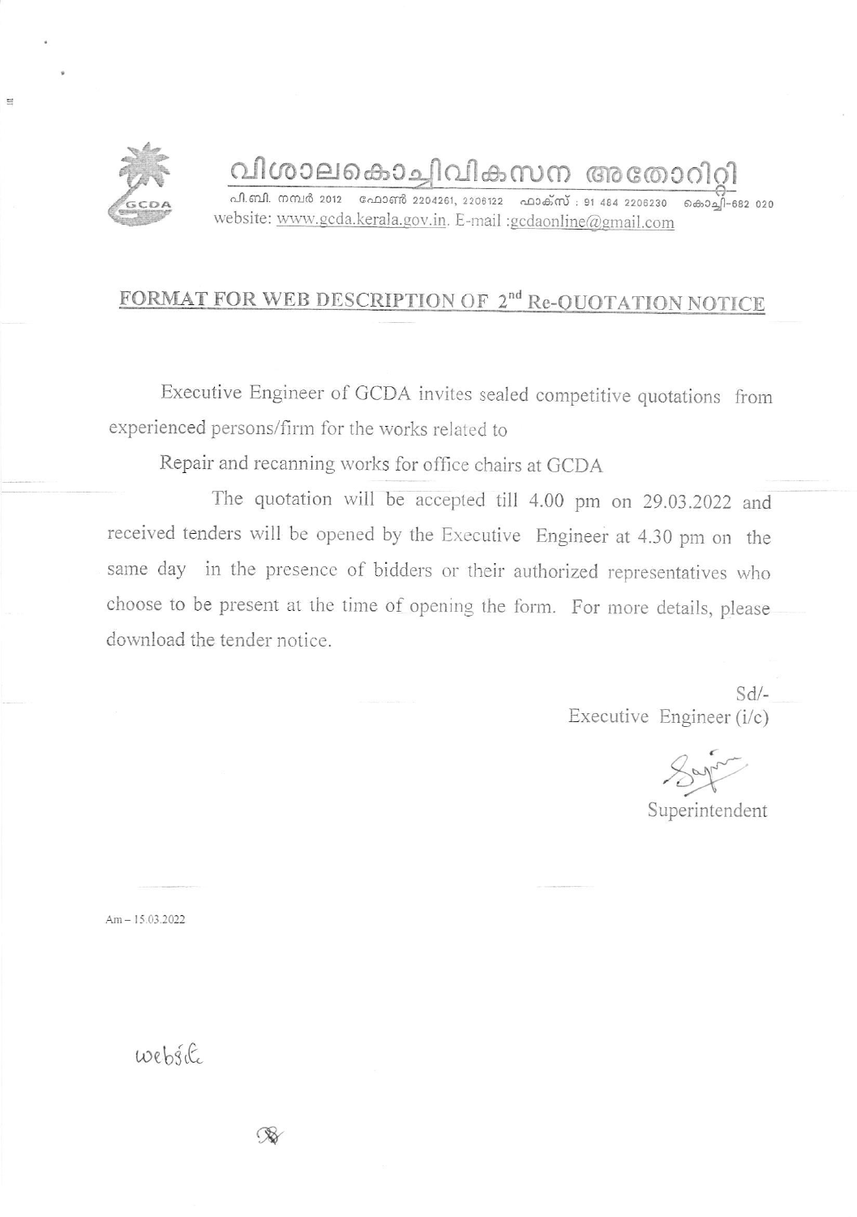വിശാലകൊച്ചിവികസന അതോറിറ്റി

പി.ബി. നമ്പർ 2012 ഫോൺ 2204261, 2206122 ഫാക്സ് : 91 484 2206230 കൊച്ചി-682 020

website: www.gcda.kerala.gov.in. E-mail :gcdaonline@gmail.com

## FORMAT FOR WEB DESCRIPTION OF 2nd Re-QUOTATION NOTICE

Executive Engineer of GCDA invites sealed competitive quotations from experienced persons/firm for the works related to

Repair and recanning works for office chairs at GCDA

The quotation will be accepted till 4.00 pm on 29.03.2022 and received tenders will be opened by the Executive Engineer at 4.30 pm on the same day in the presence of bidders or their authorized representatives who choose to be present at the time of opening the form. For more details, please download the tender notice.

Sd/-

Executive Engineer (i/c)

Superintendent

Am – 15.03.2022

website